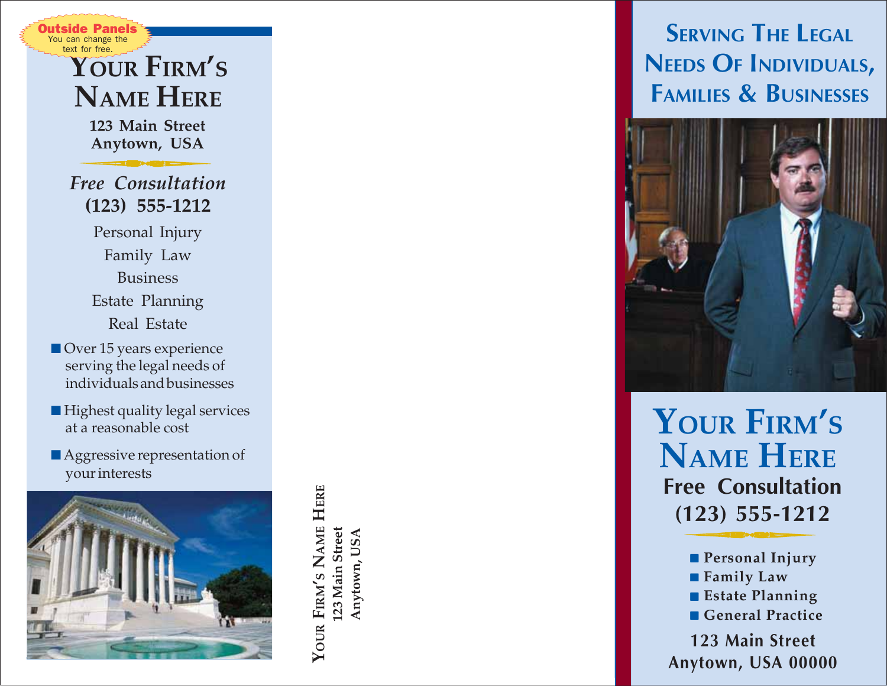**Outside Panels**
You can change the text for free.

# Your Firm's Name Here

**123 Main Street**
**Anytown, USA**

*Free Consultation*
**(123) 555-1212**

Personal Injury
Family Law
Business
Estate Planning
Real Estate

- Over 15 years experience serving the legal needs of individuals and businesses
- Highest quality legal services at a reasonable cost
- Aggressive representation of your interests

**Your Firm's Name Here**
**123 Main Street**
**Anytown, USA**

## Serving The Legal Needs Of Individuals, Families & Businesses

# Your Firm's Name Here

**Free Consultation**
**(123) 555-1212**

- **Personal Injury**
- **Family Law**
- **Estate Planning**
- **General Practice**

**123 Main Street**
**Anytown, USA 00000**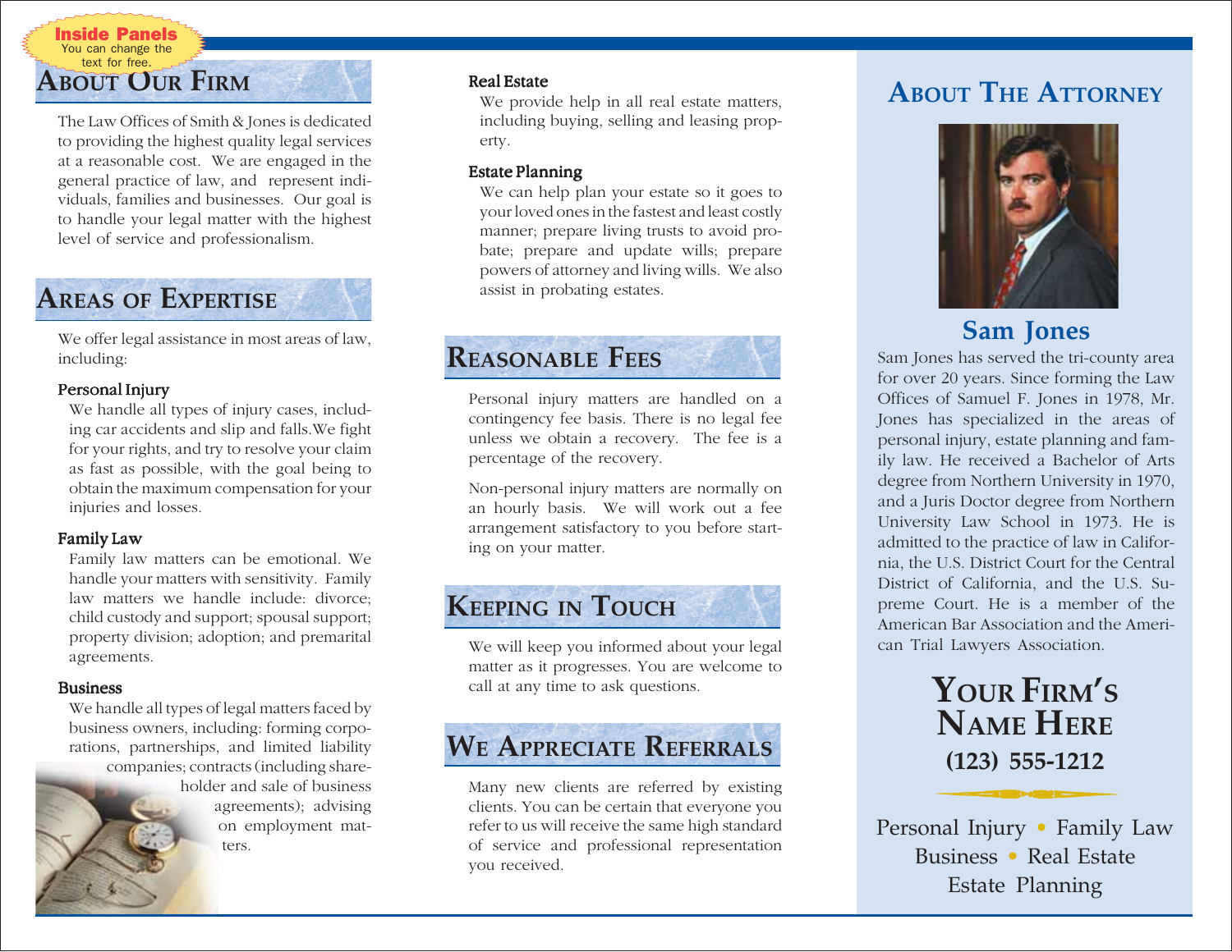Inside Panels
You can change the text for free.

## About Our Firm

The Law Offices of Smith & Jones is dedicated to providing the highest quality legal services at a reasonable cost. We are engaged in the general practice of law, and represent individuals, families and businesses. Our goal is to handle your legal matter with the highest level of service and professionalism.

## Areas of Expertise

We offer legal assistance in most areas of law, including:

### Personal Injury

We handle all types of injury cases, including car accidents and slip and falls.We fight for your rights, and try to resolve your claim as fast as possible, with the goal being to obtain the maximum compensation for your injuries and losses.

### Family Law

Family law matters can be emotional. We handle your matters with sensitivity. Family law matters we handle include: divorce; child custody and support; spousal support; property division; adoption; and premarital agreements.

### Business

We handle all types of legal matters faced by business owners, including: forming corporations, partnerships, and limited liability companies; contracts (including shareholder and sale of business agreements); advising on employment matters.

### Real Estate

We provide help in all real estate matters, including buying, selling and leasing property.

### Estate Planning

We can help plan your estate so it goes to your loved ones in the fastest and least costly manner; prepare living trusts to avoid probate; prepare and update wills; prepare powers of attorney and living wills. We also assist in probating estates.

## Reasonable Fees

Personal injury matters are handled on a contingency fee basis. There is no legal fee unless we obtain a recovery. The fee is a percentage of the recovery.

Non-personal injury matters are normally on an hourly basis. We will work out a fee arrangement satisfactory to you before starting on your matter.

## Keeping in Touch

We will keep you informed about your legal matter as it progresses. You are welcome to call at any time to ask questions.

## We Appreciate Referrals

Many new clients are referred by existing clients. You can be certain that everyone you refer to us will receive the same high standard of service and professional representation you received.

## About The Attorney

### Sam Jones

Sam Jones has served the tri-county area for over 20 years. Since forming the Law Offices of Samuel F. Jones in 1978, Mr. Jones has specialized in the areas of personal injury, estate planning and family law. He received a Bachelor of Arts degree from Northern University in 1970, and a Juris Doctor degree from Northern University Law School in 1973. He is admitted to the practice of law in California, the U.S. District Court for the Central District of California, and the U.S. Supreme Court. He is a member of the American Bar Association and the American Trial Lawyers Association.

## Your Firm's Name Here

**(123) 555-1212**

Personal Injury • Family Law
Business • Real Estate
Estate Planning